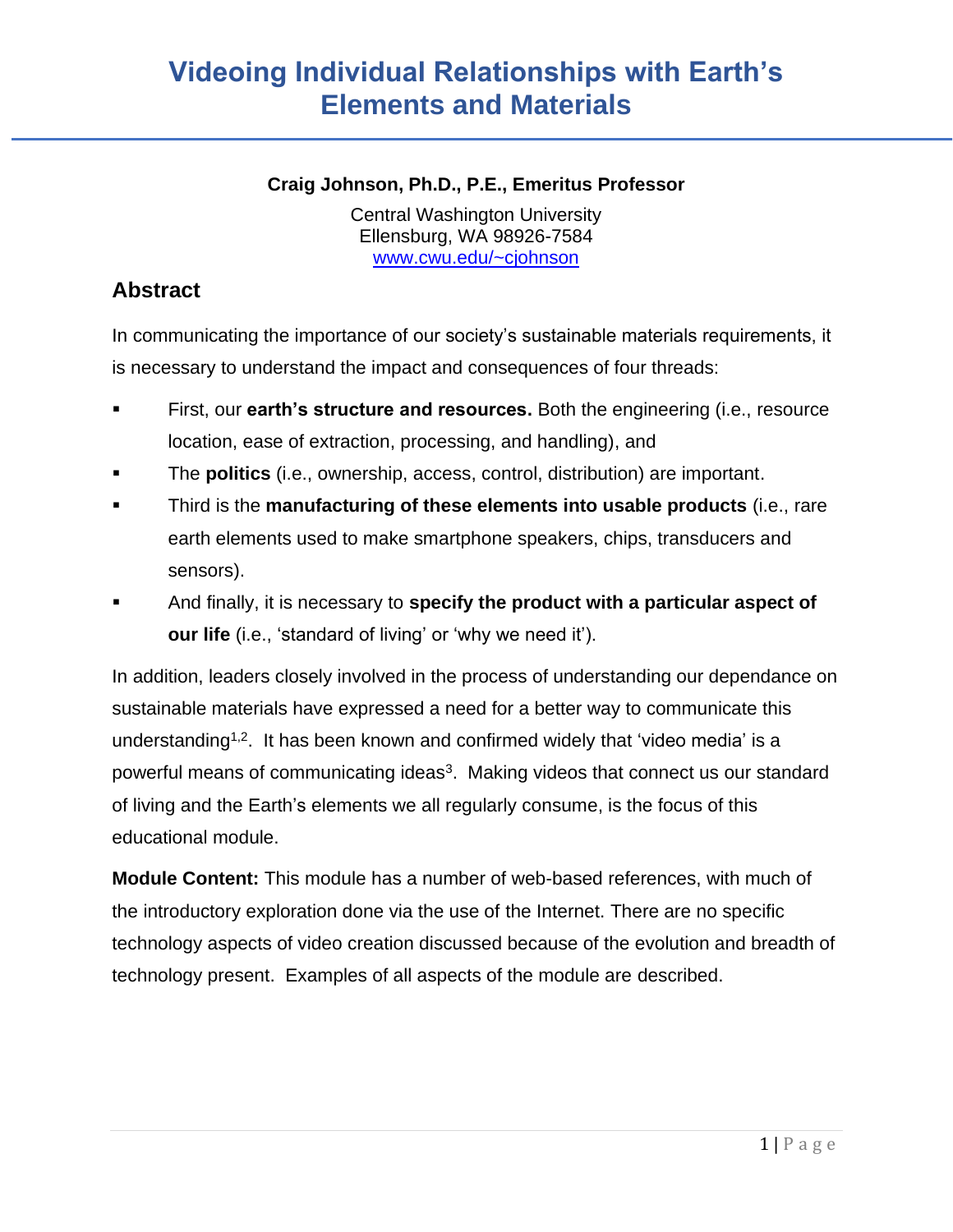# Videoing Individual Relationships with Earth's Elements and Materials

**Craig Johnson, Ph.D., P.E., Emeritus Professor**

Central Washington University
Ellensburg, WA 98926-7584
www.cwu.edu/~cjohnson

## Abstract

In communicating the importance of our society's sustainable materials requirements, it is necessary to understand the impact and consequences of four threads:

- First, our **earth's structure and resources.** Both the engineering (i.e., resource location, ease of extraction, processing, and handling), and
- The **politics** (i.e., ownership, access, control, distribution) are important.
- Third is the **manufacturing of these elements into usable products** (i.e., rare earth elements used to make smartphone speakers, chips, transducers and sensors).
- And finally, it is necessary to **specify the product with a particular aspect of our life** (i.e., 'standard of living' or 'why we need it').

In addition, leaders closely involved in the process of understanding our dependance on sustainable materials have expressed a need for a better way to communicate this understanding[1,2]. It has been known and confirmed widely that 'video media' is a powerful means of communicating ideas[3]. Making videos that connect us our standard of living and the Earth's elements we all regularly consume, is the focus of this educational module.

**Module Content:** This module has a number of web-based references, with much of the introductory exploration done via the use of the Internet. There are no specific technology aspects of video creation discussed because of the evolution and breadth of technology present. Examples of all aspects of the module are described.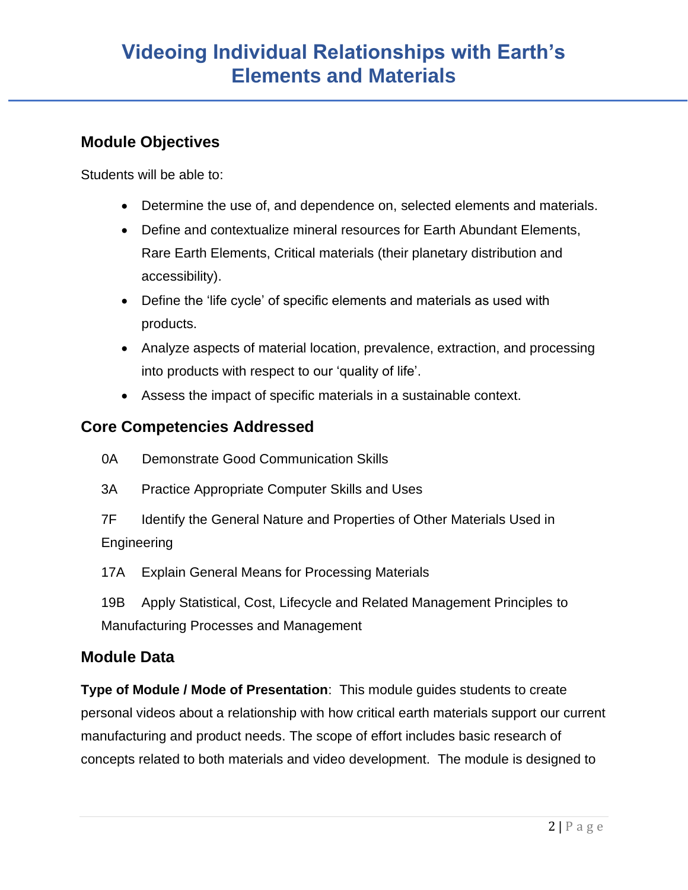# Videoing Individual Relationships with Earth's Elements and Materials

## Module Objectives

Students will be able to:

- Determine the use of, and dependence on, selected elements and materials.
- Define and contextualize mineral resources for Earth Abundant Elements, Rare Earth Elements, Critical materials (their planetary distribution and accessibility).
- Define the 'life cycle' of specific elements and materials as used with products.
- Analyze aspects of material location, prevalence, extraction, and processing into products with respect to our 'quality of life'.
- Assess the impact of specific materials in a sustainable context.

## Core Competencies Addressed

0A Demonstrate Good Communication Skills

3A Practice Appropriate Computer Skills and Uses

7F Identify the General Nature and Properties of Other Materials Used in Engineering

17A Explain General Means for Processing Materials

19B Apply Statistical, Cost, Lifecycle and Related Management Principles to Manufacturing Processes and Management

## Module Data

**Type of Module / Mode of Presentation**: This module guides students to create personal videos about a relationship with how critical earth materials support our current manufacturing and product needs. The scope of effort includes basic research of concepts related to both materials and video development. The module is designed to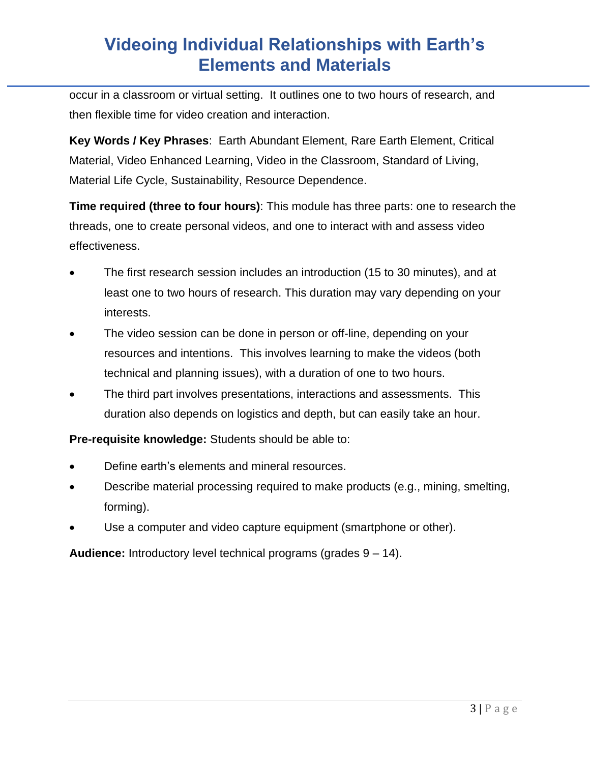occur in a classroom or virtual setting.  It outlines one to two hours of research, and then flexible time for video creation and interaction.

**Key Words / Key Phrases**:  Earth Abundant Element, Rare Earth Element, Critical Material, Video Enhanced Learning, Video in the Classroom, Standard of Living, Material Life Cycle, Sustainability, Resource Dependence.

**Time required (three to four hours)**: This module has three parts: one to research the threads, one to create personal videos, and one to interact with and assess video effectiveness.

- The first research session includes an introduction (15 to 30 minutes), and at least one to two hours of research. This duration may vary depending on your interests.
- The video session can be done in person or off-line, depending on your resources and intentions.  This involves learning to make the videos (both technical and planning issues), with a duration of one to two hours.
- The third part involves presentations, interactions and assessments.  This duration also depends on logistics and depth, but can easily take an hour.

**Pre-requisite knowledge:** Students should be able to:

- Define earth's elements and mineral resources.
- Describe material processing required to make products (e.g., mining, smelting, forming).
- Use a computer and video capture equipment (smartphone or other).

**Audience:** Introductory level technical programs (grades 9 – 14).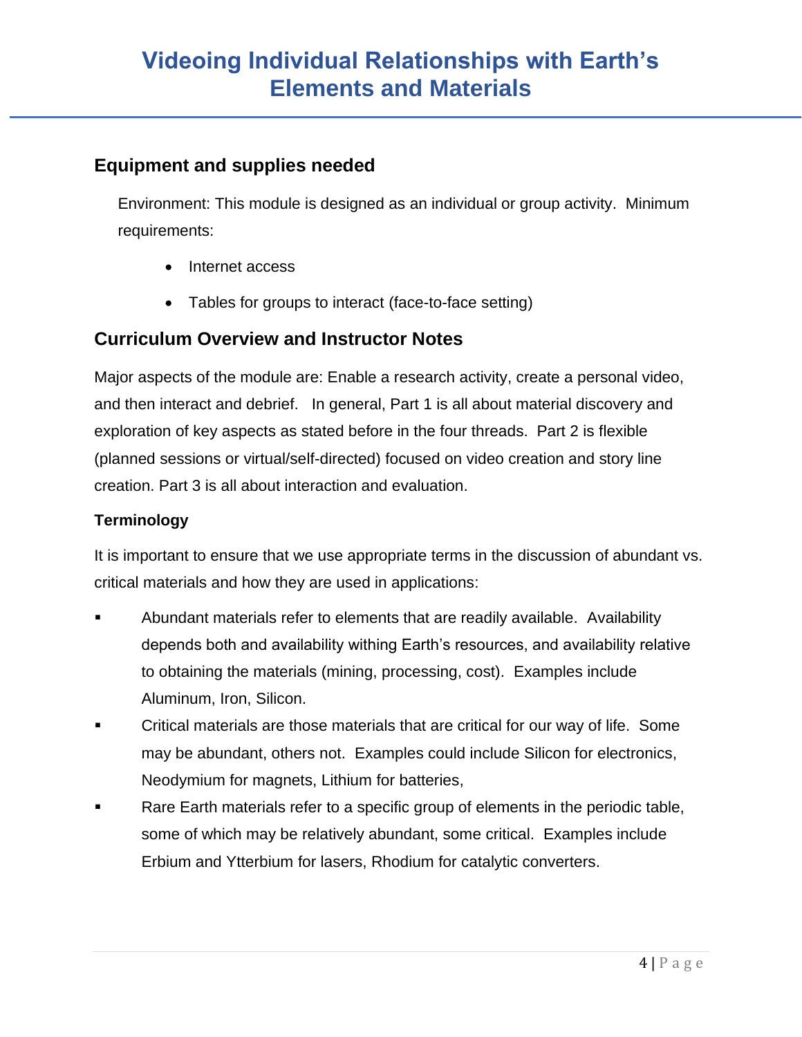# Videoing Individual Relationships with Earth's Elements and Materials

## Equipment and supplies needed

Environment: This module is designed as an individual or group activity. Minimum requirements:

- Internet access
- Tables for groups to interact (face-to-face setting)

## Curriculum Overview and Instructor Notes

Major aspects of the module are: Enable a research activity, create a personal video, and then interact and debrief. In general, Part 1 is all about material discovery and exploration of key aspects as stated before in the four threads. Part 2 is flexible (planned sessions or virtual/self-directed) focused on video creation and story line creation. Part 3 is all about interaction and evaluation.

### Terminology

It is important to ensure that we use appropriate terms in the discussion of abundant vs. critical materials and how they are used in applications:

- Abundant materials refer to elements that are readily available. Availability depends both and availability withing Earth's resources, and availability relative to obtaining the materials (mining, processing, cost). Examples include Aluminum, Iron, Silicon.
- Critical materials are those materials that are critical for our way of life. Some may be abundant, others not. Examples could include Silicon for electronics, Neodymium for magnets, Lithium for batteries,
- Rare Earth materials refer to a specific group of elements in the periodic table, some of which may be relatively abundant, some critical. Examples include Erbium and Ytterbium for lasers, Rhodium for catalytic converters.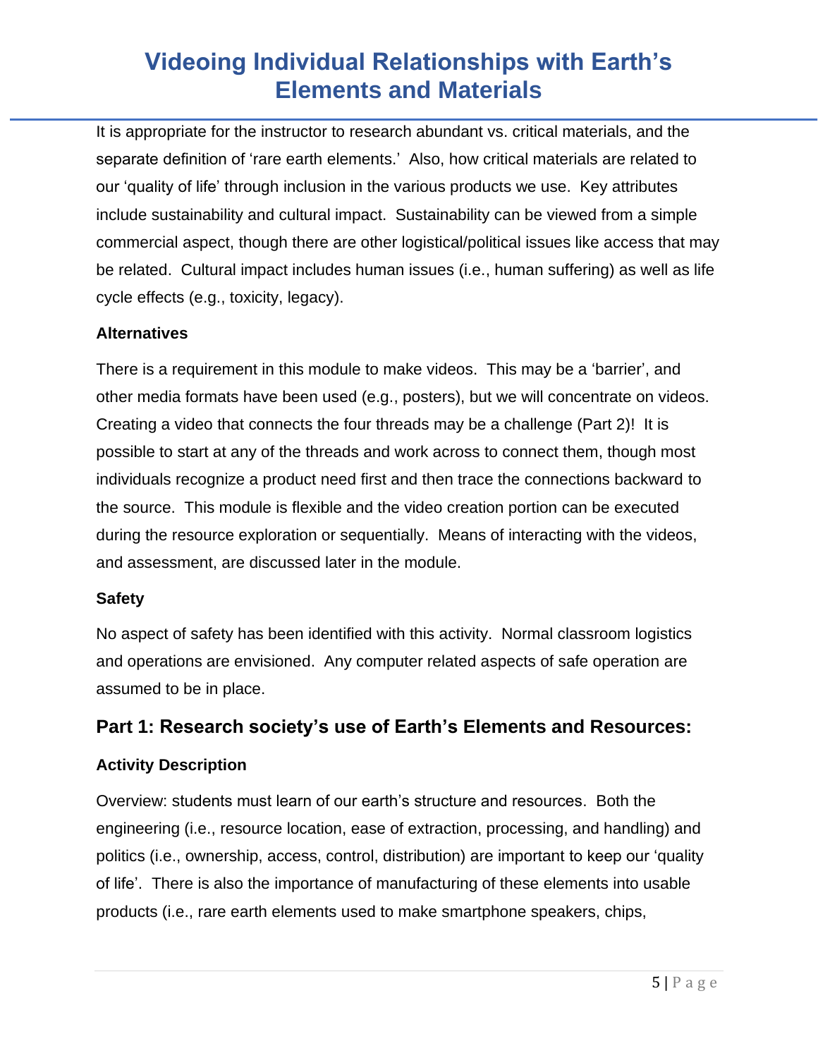It is appropriate for the instructor to research abundant vs. critical materials, and the separate definition of 'rare earth elements.' Also, how critical materials are related to our 'quality of life' through inclusion in the various products we use. Key attributes include sustainability and cultural impact. Sustainability can be viewed from a simple commercial aspect, though there are other logistical/political issues like access that may be related. Cultural impact includes human issues (i.e., human suffering) as well as life cycle effects (e.g., toxicity, legacy).

### Alternatives

There is a requirement in this module to make videos. This may be a 'barrier', and other media formats have been used (e.g., posters), but we will concentrate on videos. Creating a video that connects the four threads may be a challenge (Part 2)! It is possible to start at any of the threads and work across to connect them, though most individuals recognize a product need first and then trace the connections backward to the source. This module is flexible and the video creation portion can be executed during the resource exploration or sequentially. Means of interacting with the videos, and assessment, are discussed later in the module.

### Safety

No aspect of safety has been identified with this activity. Normal classroom logistics and operations are envisioned. Any computer related aspects of safe operation are assumed to be in place.

## Part 1: Research society's use of Earth's Elements and Resources:

### Activity Description

Overview: students must learn of our earth's structure and resources. Both the engineering (i.e., resource location, ease of extraction, processing, and handling) and politics (i.e., ownership, access, control, distribution) are important to keep our 'quality of life'. There is also the importance of manufacturing of these elements into usable products (i.e., rare earth elements used to make smartphone speakers, chips,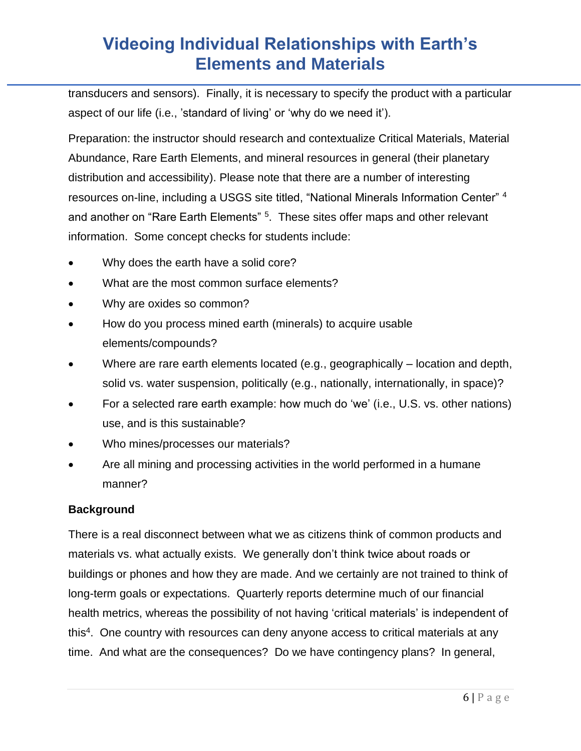transducers and sensors). Finally, it is necessary to specify the product with a particular aspect of our life (i.e., 'standard of living' or 'why do we need it').

Preparation: the instructor should research and contextualize Critical Materials, Material Abundance, Rare Earth Elements, and mineral resources in general (their planetary distribution and accessibility). Please note that there are a number of interesting resources on-line, including a USGS site titled, "National Minerals Information Center" [4] and another on "Rare Earth Elements" [5]. These sites offer maps and other relevant information. Some concept checks for students include:

- Why does the earth have a solid core?
- What are the most common surface elements?
- Why are oxides so common?
- How do you process mined earth (minerals) to acquire usable elements/compounds?
- Where are rare earth elements located (e.g., geographically – location and depth, solid vs. water suspension, politically (e.g., nationally, internationally, in space)?
- For a selected rare earth example: how much do 'we' (i.e., U.S. vs. other nations) use, and is this sustainable?
- Who mines/processes our materials?
- Are all mining and processing activities in the world performed in a humane manner?

**Background**

There is a real disconnect between what we as citizens think of common products and materials vs. what actually exists. We generally don't think twice about roads or buildings or phones and how they are made. And we certainly are not trained to think of long-term goals or expectations. Quarterly reports determine much of our financial health metrics, whereas the possibility of not having 'critical materials' is independent of this[4]. One country with resources can deny anyone access to critical materials at any time. And what are the consequences? Do we have contingency plans? In general,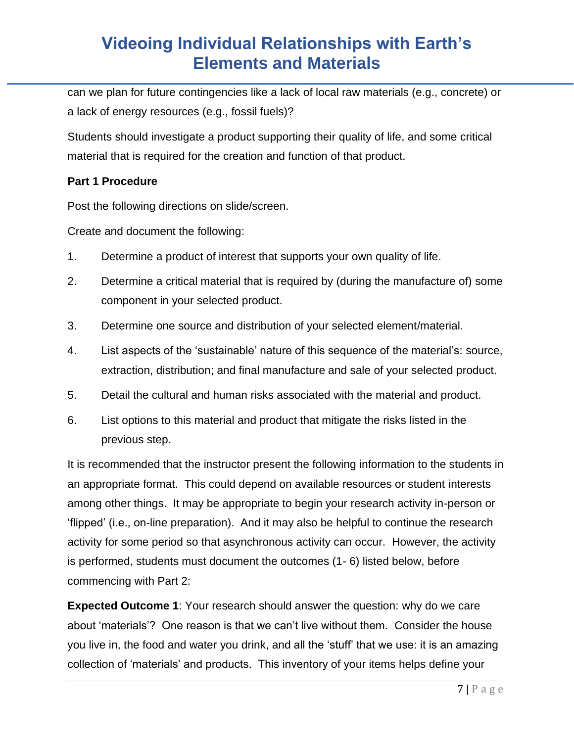can we plan for future contingencies like a lack of local raw materials (e.g., concrete) or a lack of energy resources (e.g., fossil fuels)?

Students should investigate a product supporting their quality of life, and some critical material that is required for the creation and function of that product.

**Part 1 Procedure**

Post the following directions on slide/screen.

Create and document the following:

1. Determine a product of interest that supports your own quality of life.
2. Determine a critical material that is required by (during the manufacture of) some component in your selected product.
3. Determine one source and distribution of your selected element/material.
4. List aspects of the 'sustainable' nature of this sequence of the material's: source, extraction, distribution; and final manufacture and sale of your selected product.
5. Detail the cultural and human risks associated with the material and product.
6. List options to this material and product that mitigate the risks listed in the previous step.

It is recommended that the instructor present the following information to the students in an appropriate format. This could depend on available resources or student interests among other things. It may be appropriate to begin your research activity in-person or 'flipped' (i.e., on-line preparation). And it may also be helpful to continue the research activity for some period so that asynchronous activity can occur. However, the activity is performed, students must document the outcomes (1- 6) listed below, before commencing with Part 2:

**Expected Outcome 1**: Your research should answer the question: why do we care about 'materials'? One reason is that we can't live without them. Consider the house you live in, the food and water you drink, and all the 'stuff' that we use: it is an amazing collection of 'materials' and products. This inventory of your items helps define your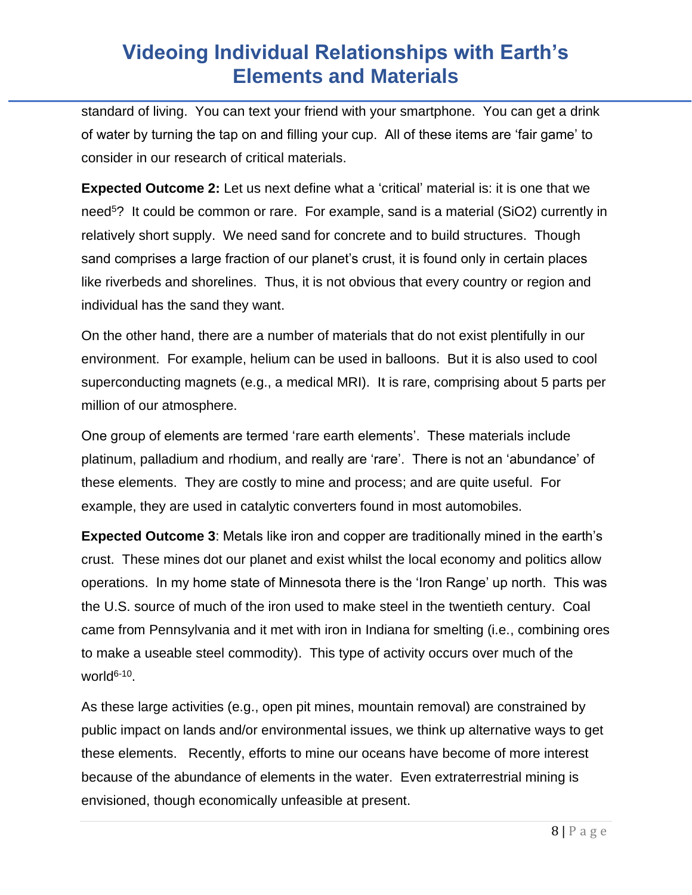standard of living. You can text your friend with your smartphone. You can get a drink of water by turning the tap on and filling your cup. All of these items are 'fair game' to consider in our research of critical materials.

**Expected Outcome 2:** Let us next define what a 'critical' material is: it is one that we need[5]? It could be common or rare. For example, sand is a material ($SiO_2$) currently in relatively short supply. We need sand for concrete and to build structures. Though sand comprises a large fraction of our planet's crust, it is found only in certain places like riverbeds and shorelines. Thus, it is not obvious that every country or region and individual has the sand they want.

On the other hand, there are a number of materials that do not exist plentifully in our environment. For example, helium can be used in balloons. But it is also used to cool superconducting magnets (e.g., a medical MRI). It is rare, comprising about 5 parts per million of our atmosphere.

One group of elements are termed 'rare earth elements'. These materials include platinum, palladium and rhodium, and really are 'rare'. There is not an 'abundance' of these elements. They are costly to mine and process; and are quite useful. For example, they are used in catalytic converters found in most automobiles.

**Expected Outcome 3**: Metals like iron and copper are traditionally mined in the earth's crust. These mines dot our planet and exist whilst the local economy and politics allow operations. In my home state of Minnesota there is the 'Iron Range' up north. This was the U.S. source of much of the iron used to make steel in the twentieth century. Coal came from Pennsylvania and it met with iron in Indiana for smelting (i.e., combining ores to make a useable steel commodity). This type of activity occurs over much of the world[6-10].

As these large activities (e.g., open pit mines, mountain removal) are constrained by public impact on lands and/or environmental issues, we think up alternative ways to get these elements. Recently, efforts to mine our oceans have become of more interest because of the abundance of elements in the water. Even extraterrestrial mining is envisioned, though economically unfeasible at present.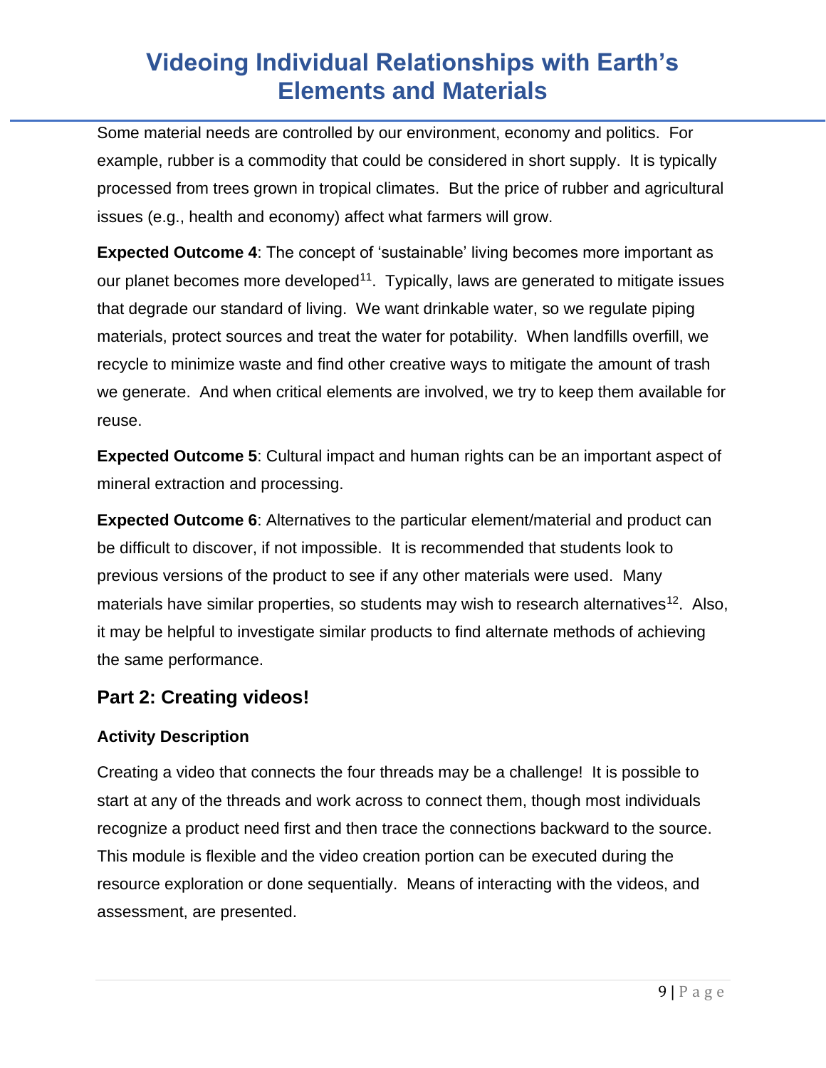Some material needs are controlled by our environment, economy and politics. For example, rubber is a commodity that could be considered in short supply. It is typically processed from trees grown in tropical climates. But the price of rubber and agricultural issues (e.g., health and economy) affect what farmers will grow.

**Expected Outcome 4**: The concept of 'sustainable' living becomes more important as our planet becomes more developed[11]. Typically, laws are generated to mitigate issues that degrade our standard of living. We want drinkable water, so we regulate piping materials, protect sources and treat the water for potability. When landfills overfill, we recycle to minimize waste and find other creative ways to mitigate the amount of trash we generate. And when critical elements are involved, we try to keep them available for reuse.

**Expected Outcome 5**: Cultural impact and human rights can be an important aspect of mineral extraction and processing.

**Expected Outcome 6**: Alternatives to the particular element/material and product can be difficult to discover, if not impossible. It is recommended that students look to previous versions of the product to see if any other materials were used. Many materials have similar properties, so students may wish to research alternatives[12]. Also, it may be helpful to investigate similar products to find alternate methods of achieving the same performance.

## Part 2: Creating videos!

### Activity Description

Creating a video that connects the four threads may be a challenge! It is possible to start at any of the threads and work across to connect them, though most individuals recognize a product need first and then trace the connections backward to the source. This module is flexible and the video creation portion can be executed during the resource exploration or done sequentially. Means of interacting with the videos, and assessment, are presented.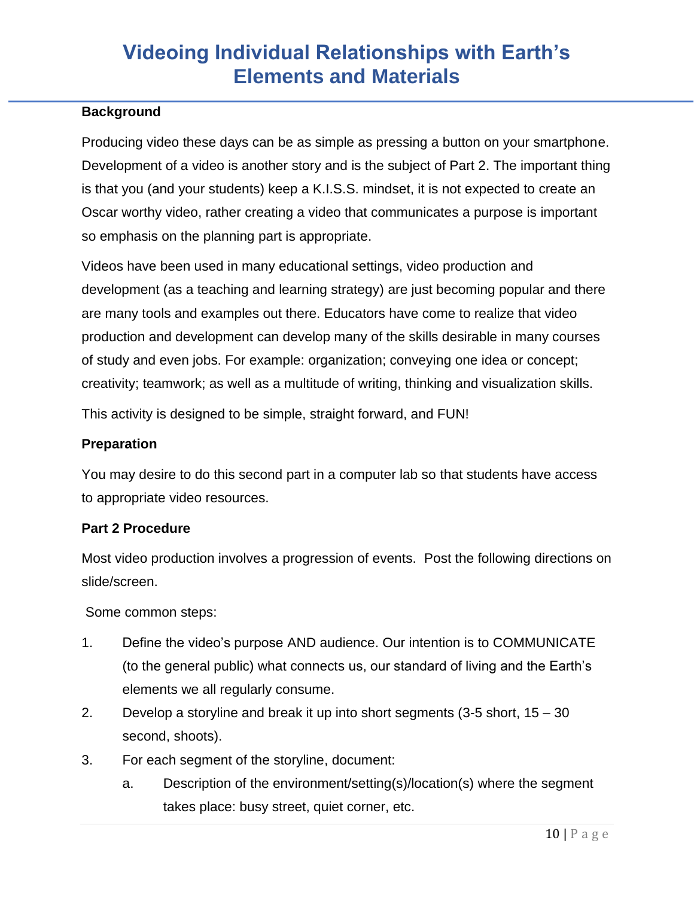# Videoing Individual Relationships with Earth's Elements and Materials

**Background**

Producing video these days can be as simple as pressing a button on your smartphone. Development of a video is another story and is the subject of Part 2. The important thing is that you (and your students) keep a K.I.S.S. mindset, it is not expected to create an Oscar worthy video, rather creating a video that communicates a purpose is important so emphasis on the planning part is appropriate.

Videos have been used in many educational settings, video production and development (as a teaching and learning strategy) are just becoming popular and there are many tools and examples out there. Educators have come to realize that video production and development can develop many of the skills desirable in many courses of study and even jobs. For example: organization; conveying one idea or concept; creativity; teamwork; as well as a multitude of writing, thinking and visualization skills.

This activity is designed to be simple, straight forward, and FUN!

**Preparation**

You may desire to do this second part in a computer lab so that students have access to appropriate video resources.

**Part 2 Procedure**

Most video production involves a progression of events. Post the following directions on slide/screen.

Some common steps:

1. Define the video's purpose AND audience. Our intention is to COMMUNICATE (to the general public) what connects us, our standard of living and the Earth's elements we all regularly consume.
2. Develop a storyline and break it up into short segments (3-5 short, 15 – 30 second, shoots).
3. For each segment of the storyline, document:
   a. Description of the environment/setting(s)/location(s) where the segment takes place: busy street, quiet corner, etc.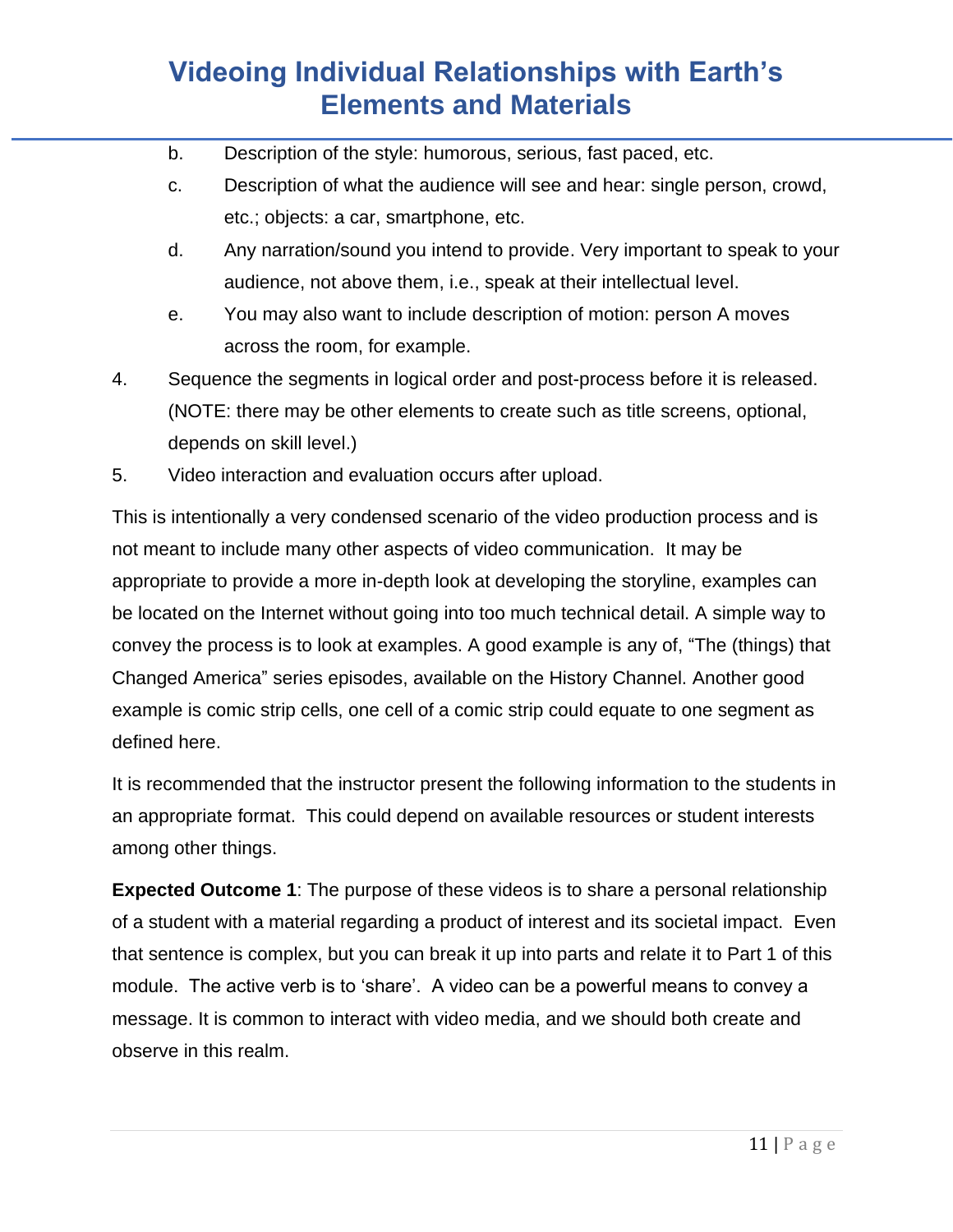b. Description of the style: humorous, serious, fast paced, etc.

c. Description of what the audience will see and hear: single person, crowd, etc.; objects: a car, smartphone, etc.

d. Any narration/sound you intend to provide. Very important to speak to your audience, not above them, i.e., speak at their intellectual level.

e. You may also want to include description of motion: person A moves across the room, for example.

4. Sequence the segments in logical order and post-process before it is released. (NOTE: there may be other elements to create such as title screens, optional, depends on skill level.)

5. Video interaction and evaluation occurs after upload.

This is intentionally a very condensed scenario of the video production process and is not meant to include many other aspects of video communication. It may be appropriate to provide a more in-depth look at developing the storyline, examples can be located on the Internet without going into too much technical detail. A simple way to convey the process is to look at examples. A good example is any of, "The (things) that Changed America" series episodes, available on the History Channel. Another good example is comic strip cells, one cell of a comic strip could equate to one segment as defined here.

It is recommended that the instructor present the following information to the students in an appropriate format. This could depend on available resources or student interests among other things.

**Expected Outcome 1**: The purpose of these videos is to share a personal relationship of a student with a material regarding a product of interest and its societal impact. Even that sentence is complex, but you can break it up into parts and relate it to Part 1 of this module. The active verb is to 'share'. A video can be a powerful means to convey a message. It is common to interact with video media, and we should both create and observe in this realm.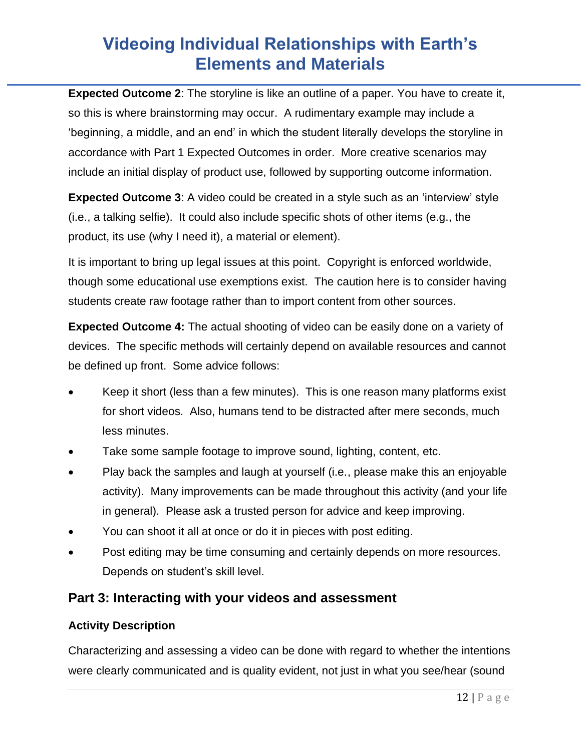**Expected Outcome 2**: The storyline is like an outline of a paper. You have to create it, so this is where brainstorming may occur. A rudimentary example may include a 'beginning, a middle, and an end' in which the student literally develops the storyline in accordance with Part 1 Expected Outcomes in order. More creative scenarios may include an initial display of product use, followed by supporting outcome information.

**Expected Outcome 3**: A video could be created in a style such as an 'interview' style (i.e., a talking selfie). It could also include specific shots of other items (e.g., the product, its use (why I need it), a material or element).

It is important to bring up legal issues at this point. Copyright is enforced worldwide, though some educational use exemptions exist. The caution here is to consider having students create raw footage rather than to import content from other sources.

**Expected Outcome 4:** The actual shooting of video can be easily done on a variety of devices. The specific methods will certainly depend on available resources and cannot be defined up front. Some advice follows:

- Keep it short (less than a few minutes). This is one reason many platforms exist for short videos. Also, humans tend to be distracted after mere seconds, much less minutes.
- Take some sample footage to improve sound, lighting, content, etc.
- Play back the samples and laugh at yourself (i.e., please make this an enjoyable activity). Many improvements can be made throughout this activity (and your life in general). Please ask a trusted person for advice and keep improving.
- You can shoot it all at once or do it in pieces with post editing.
- Post editing may be time consuming and certainly depends on more resources. Depends on student's skill level.

## Part 3: Interacting with your videos and assessment

### Activity Description

Characterizing and assessing a video can be done with regard to whether the intentions were clearly communicated and is quality evident, not just in what you see/hear (sound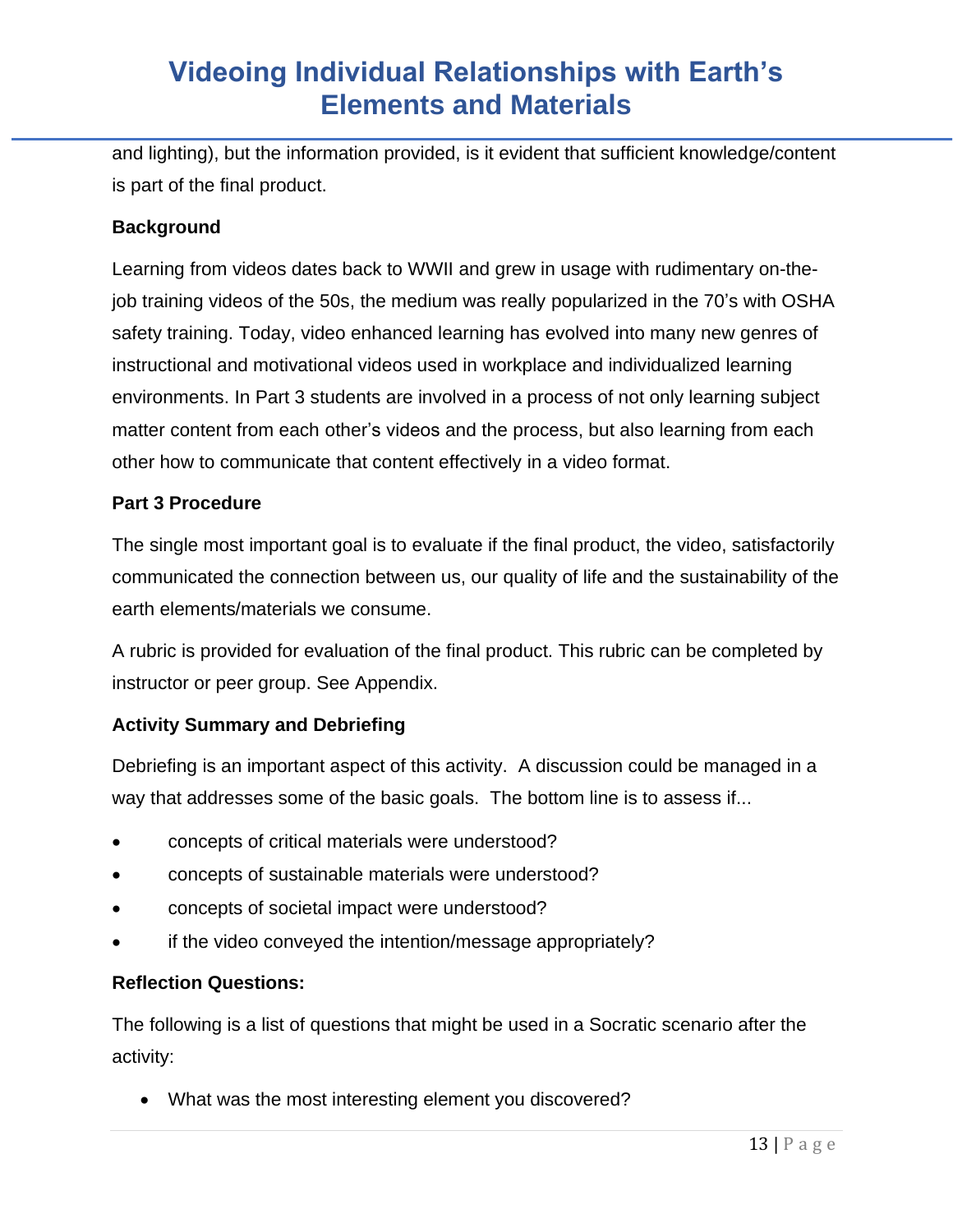and lighting), but the information provided, is it evident that sufficient knowledge/content is part of the final product.

**Background**

Learning from videos dates back to WWII and grew in usage with rudimentary on-the-job training videos of the 50s, the medium was really popularized in the 70's with OSHA safety training. Today, video enhanced learning has evolved into many new genres of instructional and motivational videos used in workplace and individualized learning environments. In Part 3 students are involved in a process of not only learning subject matter content from each other's videos and the process, but also learning from each other how to communicate that content effectively in a video format.

**Part 3 Procedure**

The single most important goal is to evaluate if the final product, the video, satisfactorily communicated the connection between us, our quality of life and the sustainability of the earth elements/materials we consume.

A rubric is provided for evaluation of the final product. This rubric can be completed by instructor or peer group. See Appendix.

**Activity Summary and Debriefing**

Debriefing is an important aspect of this activity. A discussion could be managed in a way that addresses some of the basic goals. The bottom line is to assess if...

- concepts of critical materials were understood?
- concepts of sustainable materials were understood?
- concepts of societal impact were understood?
- if the video conveyed the intention/message appropriately?

**Reflection Questions:**

The following is a list of questions that might be used in a Socratic scenario after the activity:

- What was the most interesting element you discovered?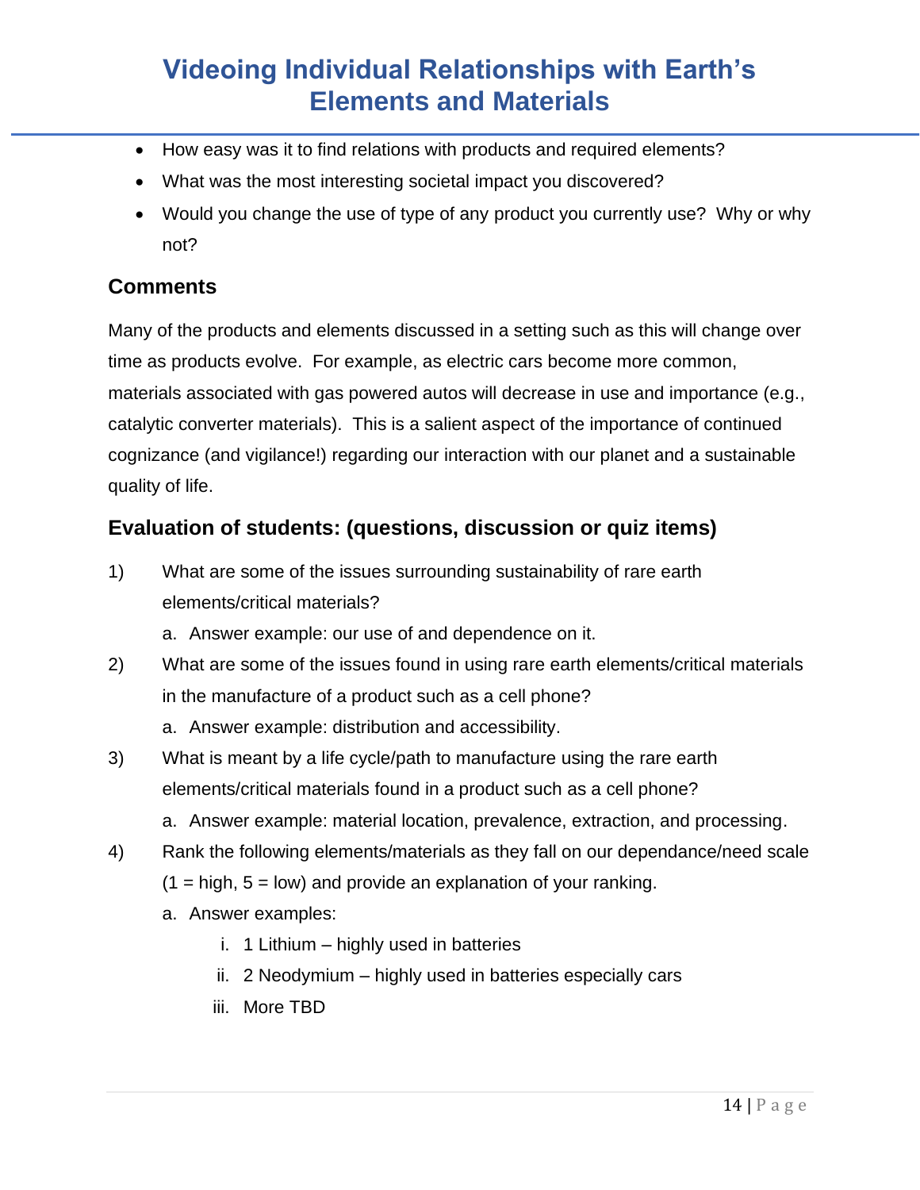- How easy was it to find relations with products and required elements?
- What was the most interesting societal impact you discovered?
- Would you change the use of type of any product you currently use? Why or why not?

## Comments

Many of the products and elements discussed in a setting such as this will change over time as products evolve. For example, as electric cars become more common, materials associated with gas powered autos will decrease in use and importance (e.g., catalytic converter materials). This is a salient aspect of the importance of continued cognizance (and vigilance!) regarding our interaction with our planet and a sustainable quality of life.

## Evaluation of students: (questions, discussion or quiz items)

1) What are some of the issues surrounding sustainability of rare earth elements/critical materials?
   a. Answer example: our use of and dependence on it.
2) What are some of the issues found in using rare earth elements/critical materials in the manufacture of a product such as a cell phone?
   a. Answer example: distribution and accessibility.
3) What is meant by a life cycle/path to manufacture using the rare earth elements/critical materials found in a product such as a cell phone?
   a. Answer example: material location, prevalence, extraction, and processing.
4) Rank the following elements/materials as they fall on our dependance/need scale (1 = high, 5 = low) and provide an explanation of your ranking.
   a. Answer examples:
      i. 1 Lithium – highly used in batteries
      ii. 2 Neodymium – highly used in batteries especially cars
      iii. More TBD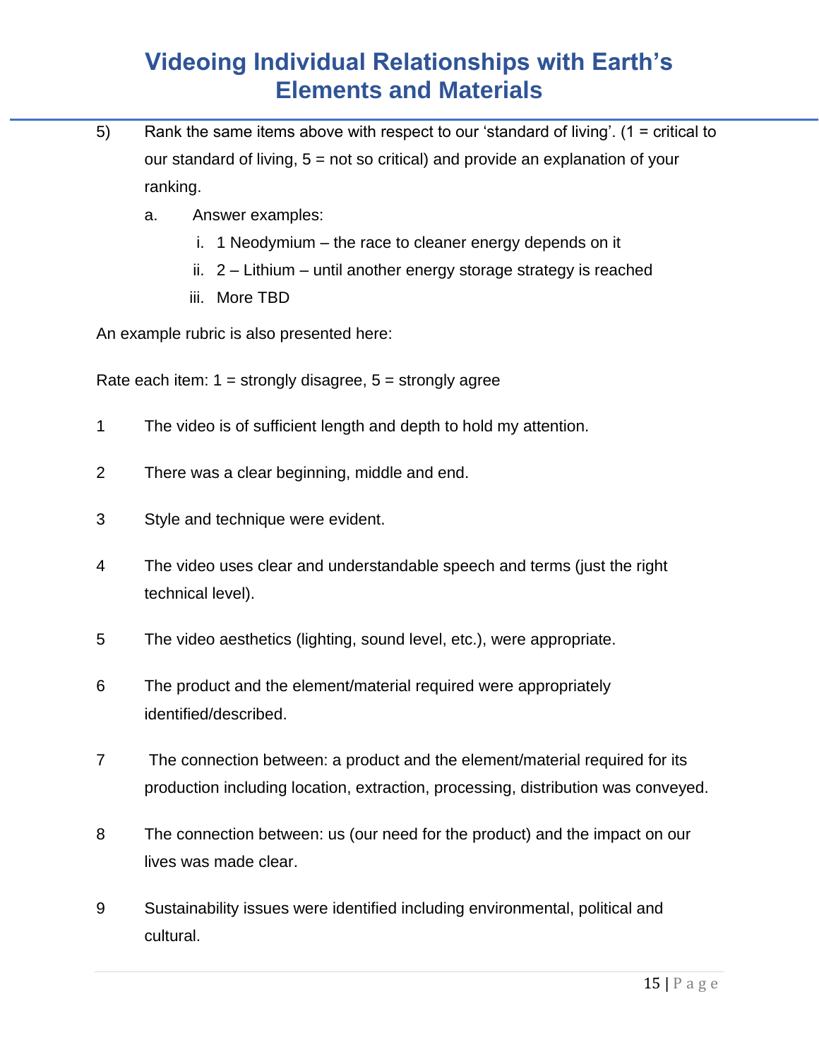5) Rank the same items above with respect to our 'standard of living'. (1 = critical to our standard of living, 5 = not so critical) and provide an explanation of your ranking.

   a. Answer examples:

      i. 1 Neodymium – the race to cleaner energy depends on it

      ii. 2 – Lithium – until another energy storage strategy is reached

      iii. More TBD

An example rubric is also presented here:

Rate each item: 1 = strongly disagree, 5 = strongly agree

1 The video is of sufficient length and depth to hold my attention.

2 There was a clear beginning, middle and end.

3 Style and technique were evident.

4 The video uses clear and understandable speech and terms (just the right technical level).

5 The video aesthetics (lighting, sound level, etc.), were appropriate.

6 The product and the element/material required were appropriately identified/described.

7 The connection between: a product and the element/material required for its production including location, extraction, processing, distribution was conveyed.

8 The connection between: us (our need for the product) and the impact on our lives was made clear.

9 Sustainability issues were identified including environmental, political and cultural.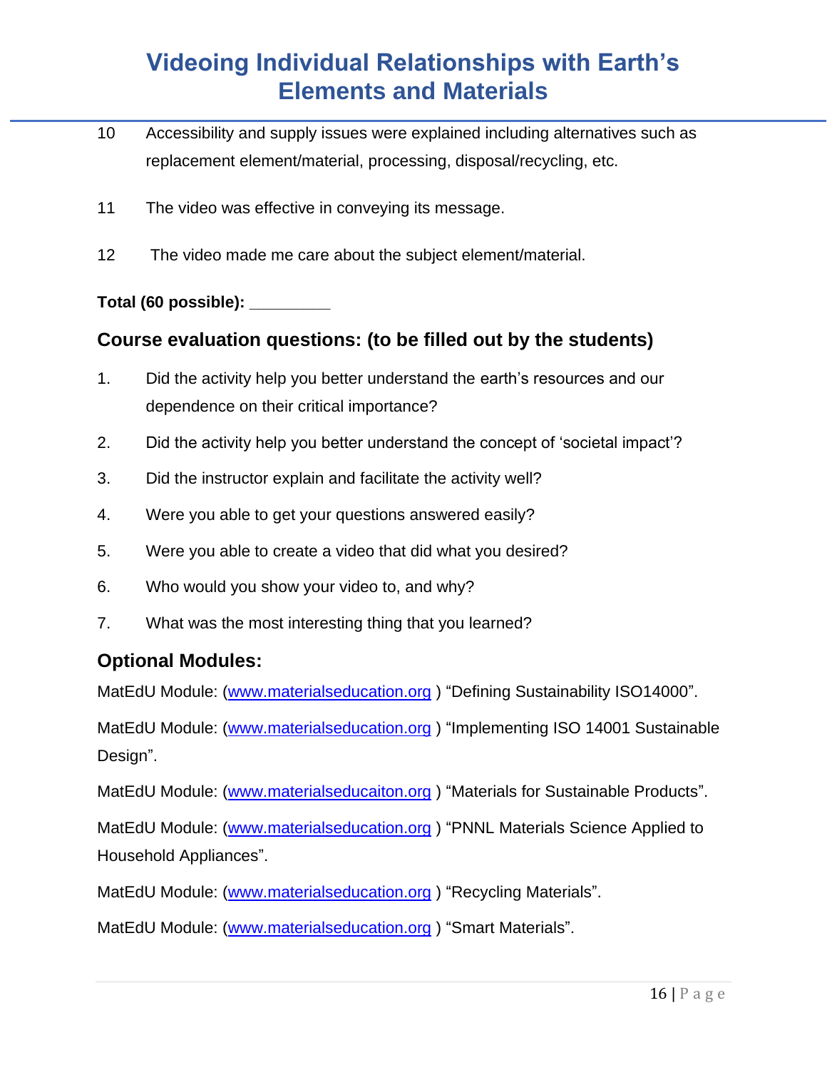10 Accessibility and supply issues were explained including alternatives such as replacement element/material, processing, disposal/recycling, etc.

11 The video was effective in conveying its message.

12 The video made me care about the subject element/material.

**Total (60 possible): _________**

### Course evaluation questions: (to be filled out by the students)

1. Did the activity help you better understand the earth's resources and our dependence on their critical importance?
2. Did the activity help you better understand the concept of 'societal impact'?
3. Did the instructor explain and facilitate the activity well?
4. Were you able to get your questions answered easily?
5. Were you able to create a video that did what you desired?
6. Who would you show your video to, and why?
7. What was the most interesting thing that you learned?

### Optional Modules:

MatEdU Module: (www.materialseducation.org ) "Defining Sustainability ISO14000".

MatEdU Module: (www.materialseducation.org ) "Implementing ISO 14001 Sustainable Design".

MatEdU Module: (www.materialseducaiton.org ) "Materials for Sustainable Products".

MatEdU Module: (www.materialseducation.org ) "PNNL Materials Science Applied to Household Appliances".

MatEdU Module: (www.materialseducation.org ) "Recycling Materials".

MatEdU Module: (www.materialseducation.org ) "Smart Materials".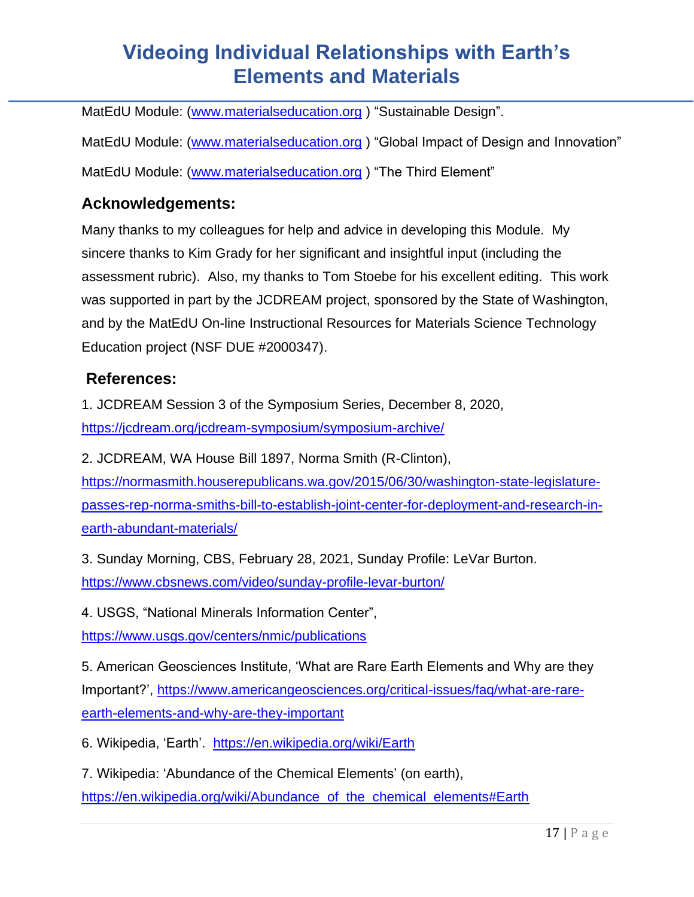MatEdU Module: (www.materialseducation.org ) "Sustainable Design".

MatEdU Module: (www.materialseducation.org ) "Global Impact of Design and Innovation"

MatEdU Module: (www.materialseducation.org ) "The Third Element"

## Acknowledgements:

Many thanks to my colleagues for help and advice in developing this Module. My sincere thanks to Kim Grady for her significant and insightful input (including the assessment rubric). Also, my thanks to Tom Stoebe for his excellent editing. This work was supported in part by the JCDREAM project, sponsored by the State of Washington, and by the MatEdU On-line Instructional Resources for Materials Science Technology Education project (NSF DUE #2000347).

## References:

1. JCDREAM Session 3 of the Symposium Series, December 8, 2020, https://jcdream.org/jcdream-symposium/symposium-archive/

2. JCDREAM, WA House Bill 1897, Norma Smith (R-Clinton), https://normasmith.houserepublicans.wa.gov/2015/06/30/washington-state-legislature-passes-rep-norma-smiths-bill-to-establish-joint-center-for-deployment-and-research-in-earth-abundant-materials/

3. Sunday Morning, CBS, February 28, 2021, Sunday Profile: LeVar Burton. https://www.cbsnews.com/video/sunday-profile-levar-burton/

4. USGS, "National Minerals Information Center", https://www.usgs.gov/centers/nmic/publications

5. American Geosciences Institute, 'What are Rare Earth Elements and Why are they Important?', https://www.americangeosciences.org/critical-issues/faq/what-are-rare-earth-elements-and-why-are-they-important

6. Wikipedia, 'Earth'. https://en.wikipedia.org/wiki/Earth

7. Wikipedia: 'Abundance of the Chemical Elements' (on earth), https://en.wikipedia.org/wiki/Abundance_of_the_chemical_elements#Earth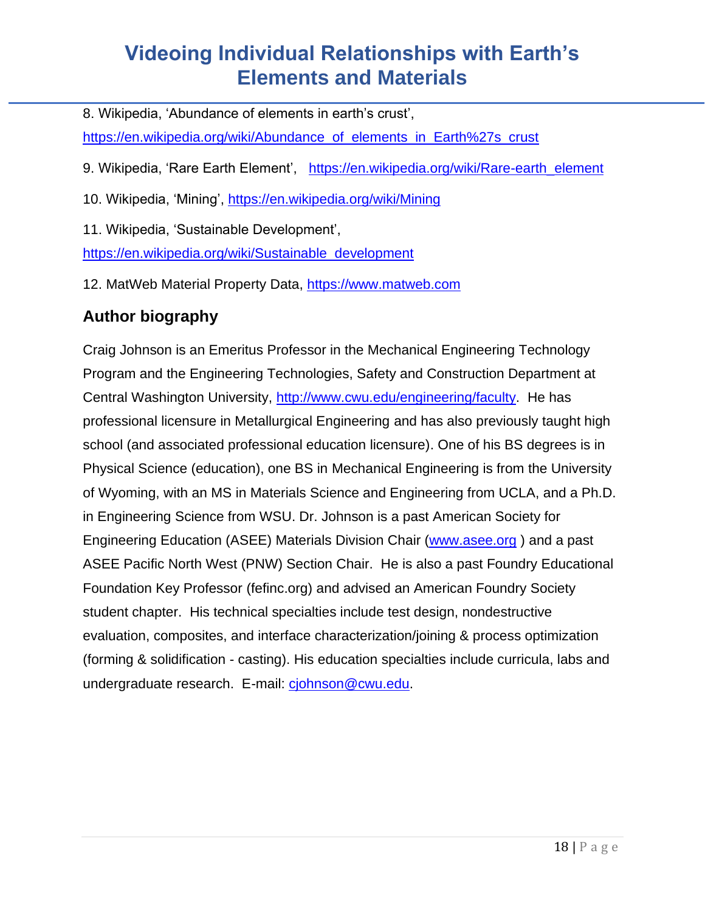8. Wikipedia, 'Abundance of elements in earth's crust', https://en.wikipedia.org/wiki/Abundance_of_elements_in_Earth%27s_crust

9. Wikipedia, 'Rare Earth Element', https://en.wikipedia.org/wiki/Rare-earth_element

10. Wikipedia, 'Mining', https://en.wikipedia.org/wiki/Mining

11. Wikipedia, 'Sustainable Development', https://en.wikipedia.org/wiki/Sustainable_development

12. MatWeb Material Property Data, https://www.matweb.com

## Author biography

Craig Johnson is an Emeritus Professor in the Mechanical Engineering Technology Program and the Engineering Technologies, Safety and Construction Department at Central Washington University, http://www.cwu.edu/engineering/faculty. He has professional licensure in Metallurgical Engineering and has also previously taught high school (and associated professional education licensure). One of his BS degrees is in Physical Science (education), one BS in Mechanical Engineering is from the University of Wyoming, with an MS in Materials Science and Engineering from UCLA, and a Ph.D. in Engineering Science from WSU. Dr. Johnson is a past American Society for Engineering Education (ASEE) Materials Division Chair (www.asee.org ) and a past ASEE Pacific North West (PNW) Section Chair. He is also a past Foundry Educational Foundation Key Professor (fefinc.org) and advised an American Foundry Society student chapter. His technical specialties include test design, nondestructive evaluation, composites, and interface characterization/joining & process optimization (forming & solidification - casting). His education specialties include curricula, labs and undergraduate research. E-mail: cjohnson@cwu.edu.